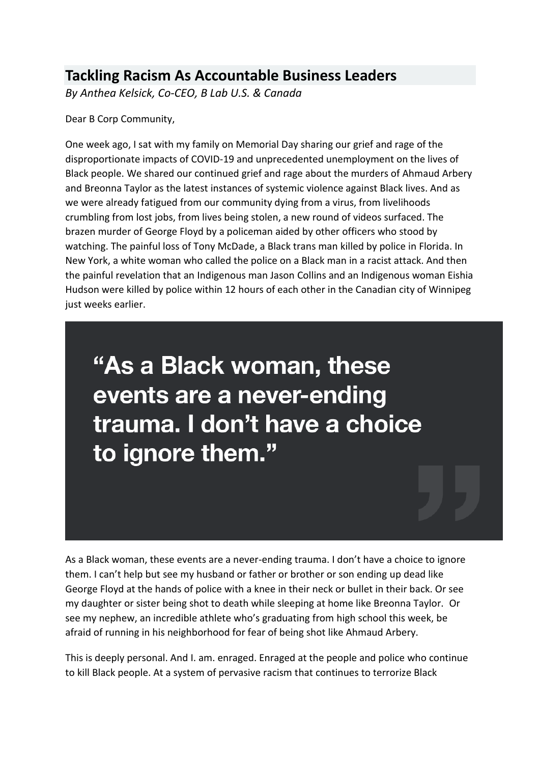# Tackling Racism As Accountable Business Leaders

*By Anthea Kelsick, Co-CEO, B Lab U.S. & Canada*

Dear B Corp Community,

One week ago, I sat with my family on Memorial Day sharing our grief and rage of the disproportionate impacts of COVID-19 and unprecedented unemployment on the lives of Black people. We shared our continued grief and rage about the murders of Ahmaud Arbery and Breonna Taylor as the latest instances of systemic violence against Black lives. And as we were already fatigued from our community dying from a virus, from livelihoods crumbling from lost jobs, from lives being stolen, a new round of videos surfaced. The brazen murder of George Floyd by a policeman aided by other officers who stood by watching. The painful loss of Tony McDade, a Black trans man killed by police in Florida. In New York, a white woman who called the police on a Black man in a racist attack. And then the painful revelation that an Indigenous man Jason Collins and an Indigenous woman Eishia Hudson were killed by police within 12 hours of each other in the Canadian city of Winnipeg just weeks earlier.

> **"As a Black woman, these events are a never-ending trauma. I don't have a choice to ignore them."**

As a Black woman, these events are a never-ending trauma. I don't have a choice to ignore them. I can't help but see my husband or father or brother or son ending up dead like George Floyd at the hands of police with a knee in their neck or bullet in their back. Or see my daughter or sister being shot to death while sleeping at home like Breonna Taylor. Or see my nephew, an incredible athlete who's graduating from high school this week, be afraid of running in his neighborhood for fear of being shot like Ahmaud Arbery.

This is deeply personal. And I. am. enraged. Enraged at the people and police who continue to kill Black people. At a system of pervasive racism that continues to terrorize Black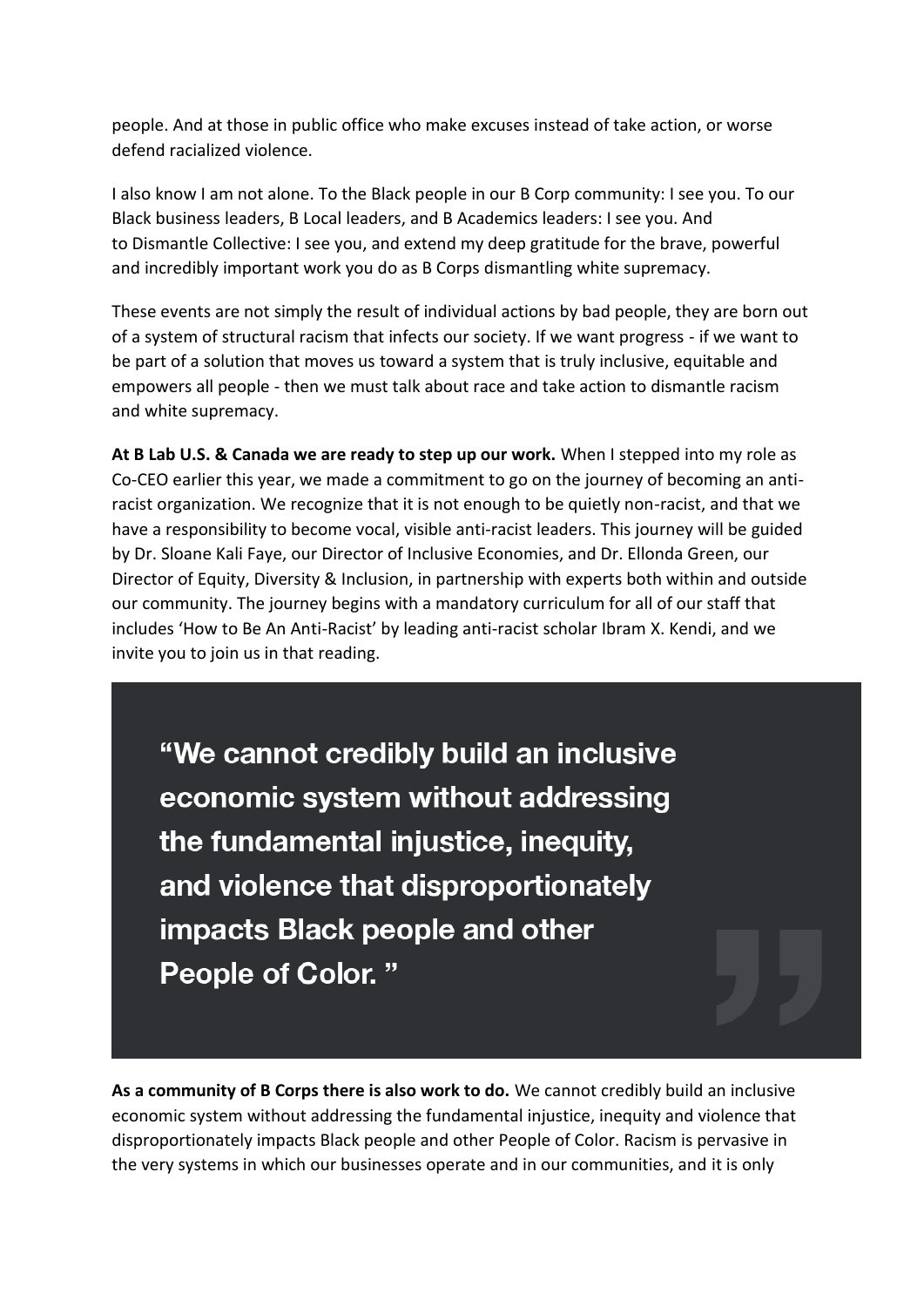people. And at those in public office who make excuses instead of take action, or worse defend racialized violence.

I also know I am not alone. To the Black people in our B Corp community: I see you. To our Black business leaders, B Local leaders, and B Academics leaders: I see you. And to Dismantle Collective: I see you, and extend my deep gratitude for the brave, powerful and incredibly important work you do as B Corps dismantling white supremacy.

These events are not simply the result of individual actions by bad people, they are born out of a system of structural racism that infects our society. If we want progress - if we want to be part of a solution that moves us toward a system that is truly inclusive, equitable and empowers all people - then we must talk about race and take action to dismantle racism and white supremacy.

**At B Lab U.S. & Canada we are ready to step up our work.** When I stepped into my role as Co-CEO earlier this year, we made a commitment to go on the journey of becoming an anti-racist organization. We recognize that it is not enough to be quietly non-racist, and that we have a responsibility to become vocal, visible anti-racist leaders. This journey will be guided by Dr. Sloane Kali Faye, our Director of Inclusive Economies, and Dr. Ellonda Green, our Director of Equity, Diversity & Inclusion, in partnership with experts both within and outside our community. The journey begins with a mandatory curriculum for all of our staff that includes 'How to Be An Anti-Racist' by leading anti-racist scholar Ibram X. Kendi, and we invite you to join us in that reading.

> **"We cannot credibly build an inclusive economic system without addressing the fundamental injustice, inequity, and violence that disproportionately impacts Black people and other People of Color. "**

**As a community of B Corps there is also work to do.** We cannot credibly build an inclusive economic system without addressing the fundamental injustice, inequity and violence that disproportionately impacts Black people and other People of Color. Racism is pervasive in the very systems in which our businesses operate and in our communities, and it is only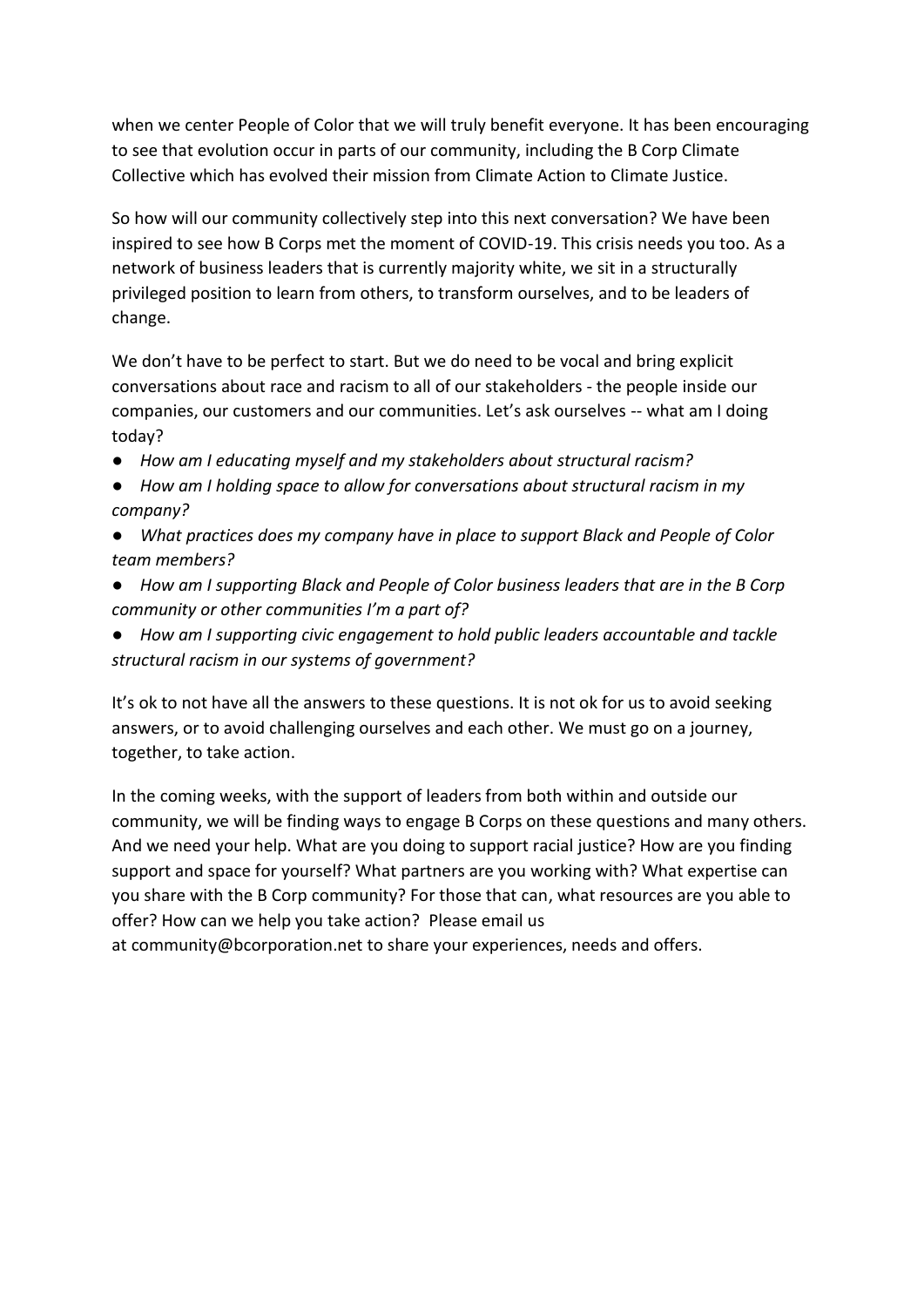when we center People of Color that we will truly benefit everyone. It has been encouraging to see that evolution occur in parts of our community, including the B Corp Climate Collective which has evolved their mission from Climate Action to Climate Justice.

So how will our community collectively step into this next conversation? We have been inspired to see how B Corps met the moment of COVID-19. This crisis needs you too. As a network of business leaders that is currently majority white, we sit in a structurally privileged position to learn from others, to transform ourselves, and to be leaders of change.

We don't have to be perfect to start. But we do need to be vocal and bring explicit conversations about race and racism to all of our stakeholders - the people inside our companies, our customers and our communities. Let's ask ourselves -- what am I doing today?

- *How am I educating myself and my stakeholders about structural racism?*
- *How am I holding space to allow for conversations about structural racism in my company?*
- *What practices does my company have in place to support Black and People of Color team members?*
- *How am I supporting Black and People of Color business leaders that are in the B Corp community or other communities I'm a part of?*
- *How am I supporting civic engagement to hold public leaders accountable and tackle structural racism in our systems of government?*

It's ok to not have all the answers to these questions. It is not ok for us to avoid seeking answers, or to avoid challenging ourselves and each other. We must go on a journey, together, to take action.

In the coming weeks, with the support of leaders from both within and outside our community, we will be finding ways to engage B Corps on these questions and many others. And we need your help. What are you doing to support racial justice? How are you finding support and space for yourself? What partners are you working with? What expertise can you share with the B Corp community? For those that can, what resources are you able to offer? How can we help you take action? Please email us at community@bcorporation.net to share your experiences, needs and offers.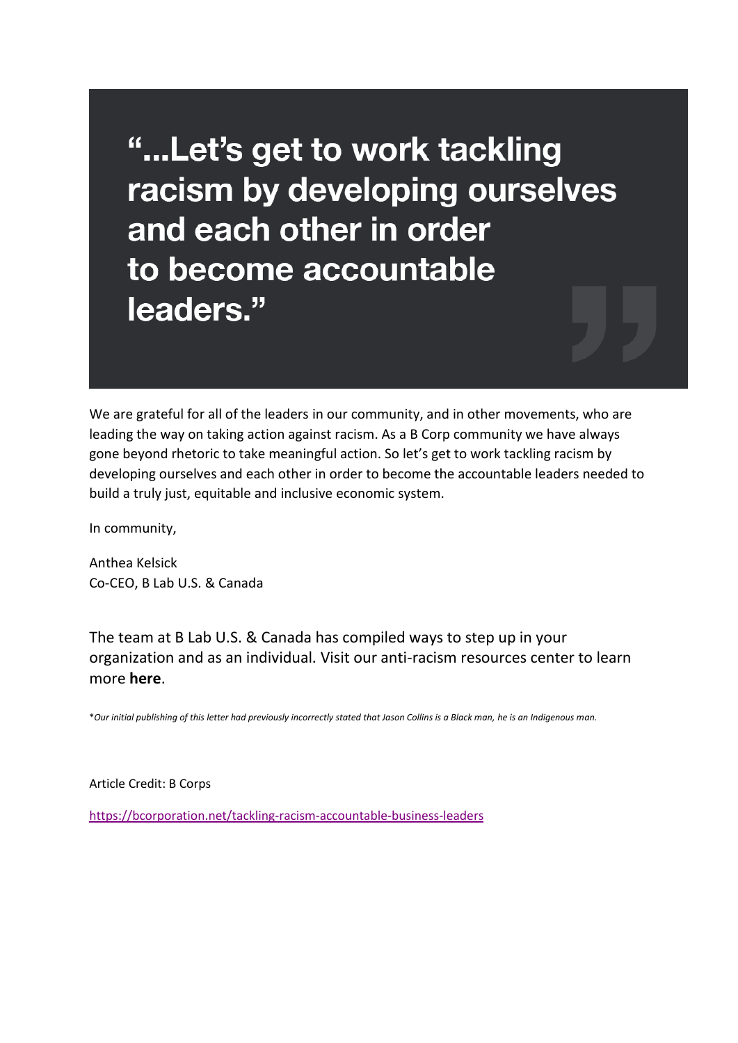> **"...Let's get to work tackling racism by developing ourselves and each other in order to become accountable leaders."**

We are grateful for all of the leaders in our community, and in other movements, who are leading the way on taking action against racism. As a B Corp community we have always gone beyond rhetoric to take meaningful action. So let's get to work tackling racism by developing ourselves and each other in order to become the accountable leaders needed to build a truly just, equitable and inclusive economic system.

In community,

Anthea Kelsick
Co-CEO, B Lab U.S. & Canada

The team at B Lab U.S. & Canada has compiled ways to step up in your organization and as an individual. Visit our anti-racism resources center to learn more **here**.

**Our initial publishing of this letter had previously incorrectly stated that Jason Collins is a Black man, he is an Indigenous man.*

Article Credit: B Corps

https://bcorporation.net/tackling-racism-accountable-business-leaders